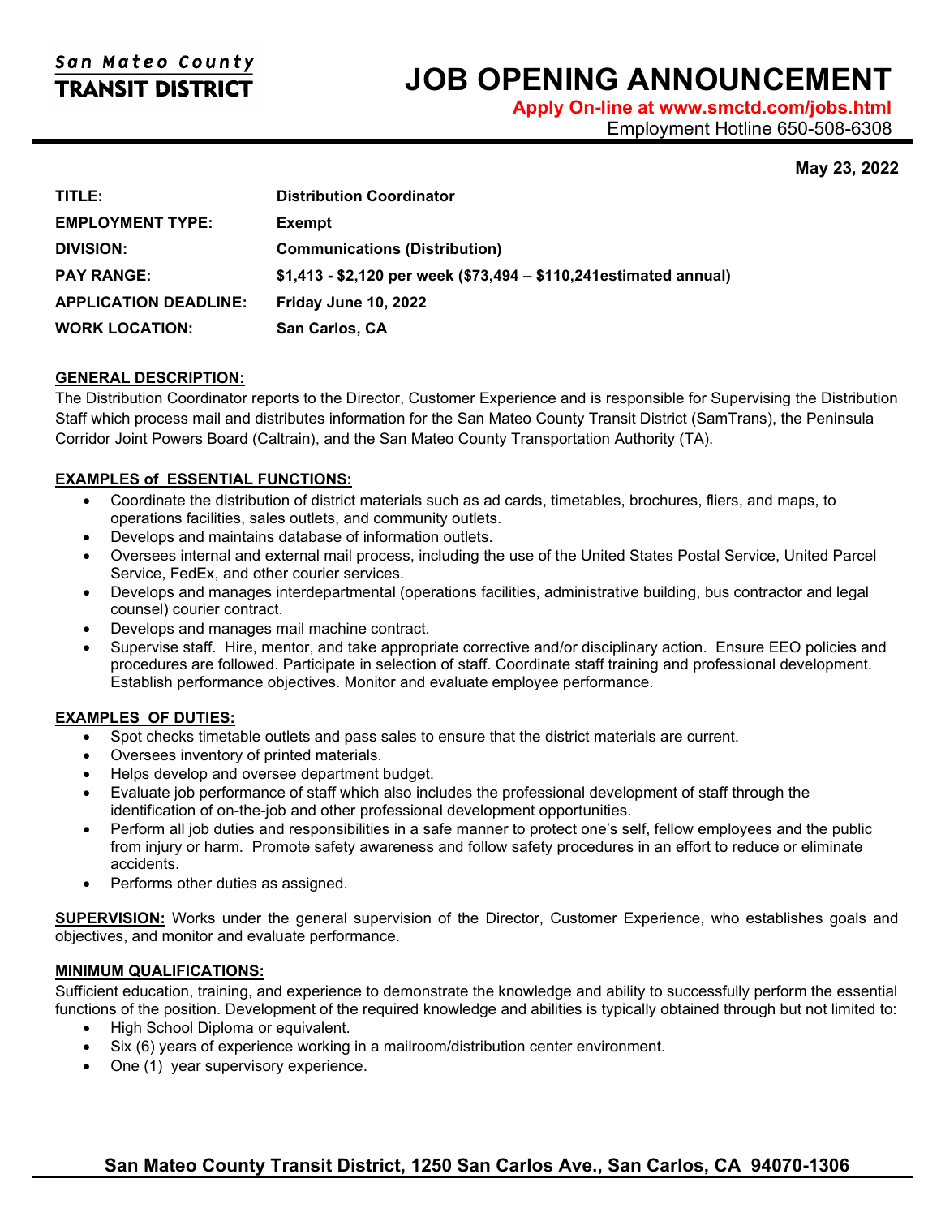San Mateo County
**TRANSIT DISTRICT**

# JOB OPENING ANNOUNCEMENT

**Apply On-line at www.smctd.com/jobs.html**
Employment Hotline 650-508-6308

**May 23, 2022**

| | |
|---|---|
| **TITLE:** | **Distribution Coordinator** |
| **EMPLOYMENT TYPE:** | **Exempt** |
| **DIVISION:** | **Communications (Distribution)** |
| **PAY RANGE:** | **$1,413 - $2,120 per week ($73,494 – $110,241estimated annual)** |
| **APPLICATION DEADLINE:** | **Friday June 10, 2022** |
| **WORK LOCATION:** | **San Carlos, CA** |

## GENERAL DESCRIPTION:

The Distribution Coordinator reports to the Director, Customer Experience and is responsible for Supervising the Distribution Staff which process mail and distributes information for the San Mateo County Transit District (SamTrans), the Peninsula Corridor Joint Powers Board (Caltrain), and the San Mateo County Transportation Authority (TA).

## EXAMPLES of ESSENTIAL FUNCTIONS:

- Coordinate the distribution of district materials such as ad cards, timetables, brochures, fliers, and maps, to operations facilities, sales outlets, and community outlets.
- Develops and maintains database of information outlets.
- Oversees internal and external mail process, including the use of the United States Postal Service, United Parcel Service, FedEx, and other courier services.
- Develops and manages interdepartmental (operations facilities, administrative building, bus contractor and legal counsel) courier contract.
- Develops and manages mail machine contract.
- Supervise staff. Hire, mentor, and take appropriate corrective and/or disciplinary action. Ensure EEO policies and procedures are followed. Participate in selection of staff. Coordinate staff training and professional development. Establish performance objectives. Monitor and evaluate employee performance.

## EXAMPLES OF DUTIES:

- Spot checks timetable outlets and pass sales to ensure that the district materials are current.
- Oversees inventory of printed materials.
- Helps develop and oversee department budget.
- Evaluate job performance of staff which also includes the professional development of staff through the identification of on-the-job and other professional development opportunities.
- Perform all job duties and responsibilities in a safe manner to protect one's self, fellow employees and the public from injury or harm. Promote safety awareness and follow safety procedures in an effort to reduce or eliminate accidents.
- Performs other duties as assigned.

**SUPERVISION:** Works under the general supervision of the Director, Customer Experience, who establishes goals and objectives, and monitor and evaluate performance.

## MINIMUM QUALIFICATIONS:

Sufficient education, training, and experience to demonstrate the knowledge and ability to successfully perform the essential functions of the position. Development of the required knowledge and abilities is typically obtained through but not limited to:

- High School Diploma or equivalent.
- Six (6) years of experience working in a mailroom/distribution center environment.
- One (1) year supervisory experience.

**San Mateo County Transit District, 1250 San Carlos Ave., San Carlos, CA 94070-1306**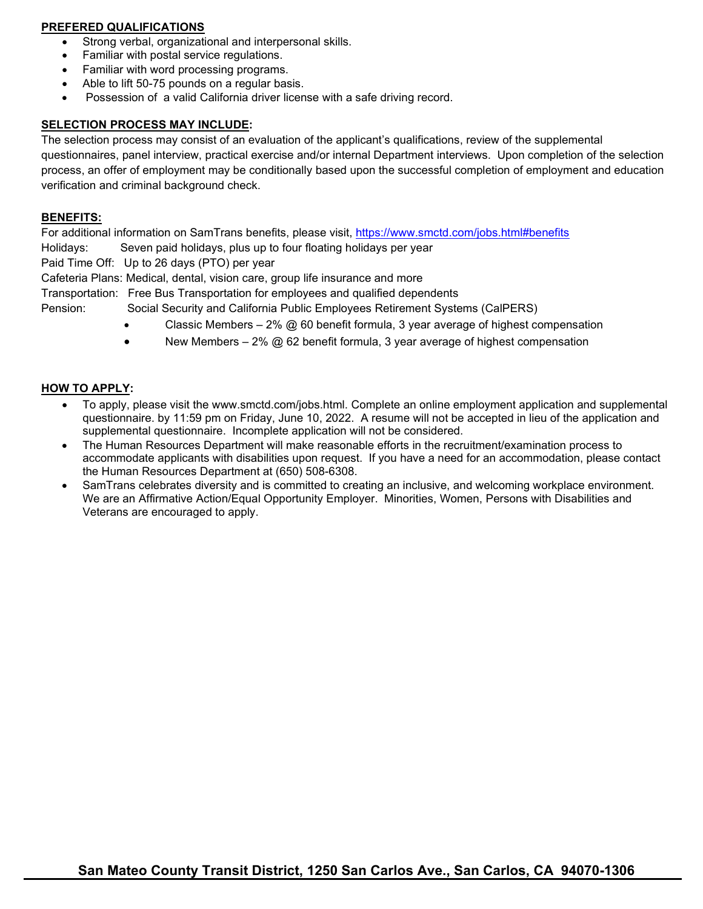**PREFERED QUALIFICATIONS**

- Strong verbal, organizational and interpersonal skills.
- Familiar with postal service regulations.
- Familiar with word processing programs.
- Able to lift 50-75 pounds on a regular basis.
- Possession of a valid California driver license with a safe driving record.

**SELECTION PROCESS MAY INCLUDE:**

The selection process may consist of an evaluation of the applicant's qualifications, review of the supplemental questionnaires, panel interview, practical exercise and/or internal Department interviews. Upon completion of the selection process, an offer of employment may be conditionally based upon the successful completion of employment and education verification and criminal background check.

**BENEFITS:**

For additional information on SamTrans benefits, please visit, https://www.smctd.com/jobs.html#benefits

Holidays: Seven paid holidays, plus up to four floating holidays per year

Paid Time Off: Up to 26 days (PTO) per year

Cafeteria Plans: Medical, dental, vision care, group life insurance and more

Transportation: Free Bus Transportation for employees and qualified dependents

Pension: Social Security and California Public Employees Retirement Systems (CalPERS)

- Classic Members – 2% @ 60 benefit formula, 3 year average of highest compensation
- New Members – 2% @ 62 benefit formula, 3 year average of highest compensation

**HOW TO APPLY:**

- To apply, please visit the www.smctd.com/jobs.html. Complete an online employment application and supplemental questionnaire. by 11:59 pm on Friday, June 10, 2022. A resume will not be accepted in lieu of the application and supplemental questionnaire. Incomplete application will not be considered.
- The Human Resources Department will make reasonable efforts in the recruitment/examination process to accommodate applicants with disabilities upon request. If you have a need for an accommodation, please contact the Human Resources Department at (650) 508-6308.
- SamTrans celebrates diversity and is committed to creating an inclusive, and welcoming workplace environment. We are an Affirmative Action/Equal Opportunity Employer. Minorities, Women, Persons with Disabilities and Veterans are encouraged to apply.

**San Mateo County Transit District, 1250 San Carlos Ave., San Carlos, CA 94070-1306**